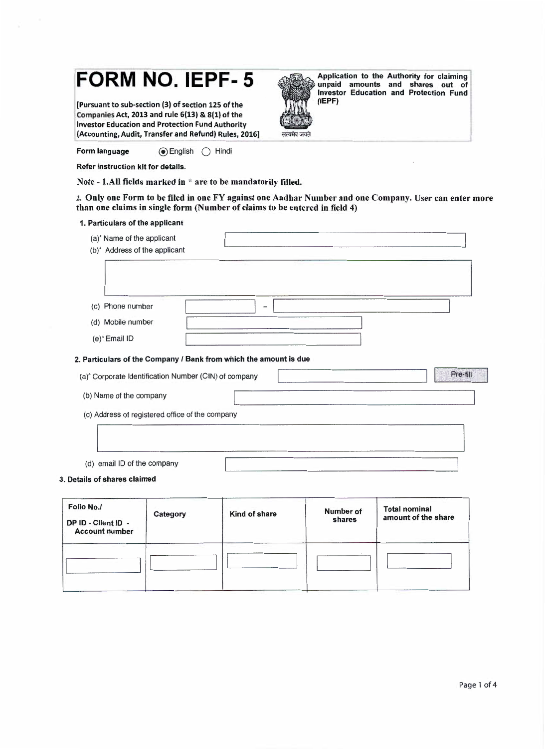# FORM NO. IEPF- 5

[Pursuant to sub-section (3) of section 125 of the Companies Act, 2013 and rule 6(13) & 8(1) of the Investor Education and Protection Fund Authority (Accounting, Audit, Transfer and Refund) Rules, 2016]

सत्यमेव जयते

**Application to the Authority for claiming unpaid amounts and shares out of Investor Education and Protection Fund (IEPF)**

**Form language** (●) English ( ) Hindi

**Refer instruction kit for details.**

**Note - 1.All fields marked in * are to be mandatorily filled.**

**2. Only one Form to be filed in one FY against one Aadhar Number and one Company. User can enter more than one claims in single form (Number of claims to be entered in field 4)**

**1. Particulars of the applicant**

(a)* Name of the applicant

(b)* Address of the applicant

(c) Phone number  -

(d) Mobile number

(e)* Email ID

**2. Particulars of the Company / Bank from which the amount is due**

(a)* Corporate Identification Number (CIN) of company  Pre-fill

(b) Name of the company

(c) Address of registered office of the company

(d) email ID of the company

**3. Details of shares claimed**

| Folio No./ DP ID - Client ID - Account number | Category | Kind of share | Number of shares | Total nominal amount of the share |
|---|---|---|---|---|
| | | | | |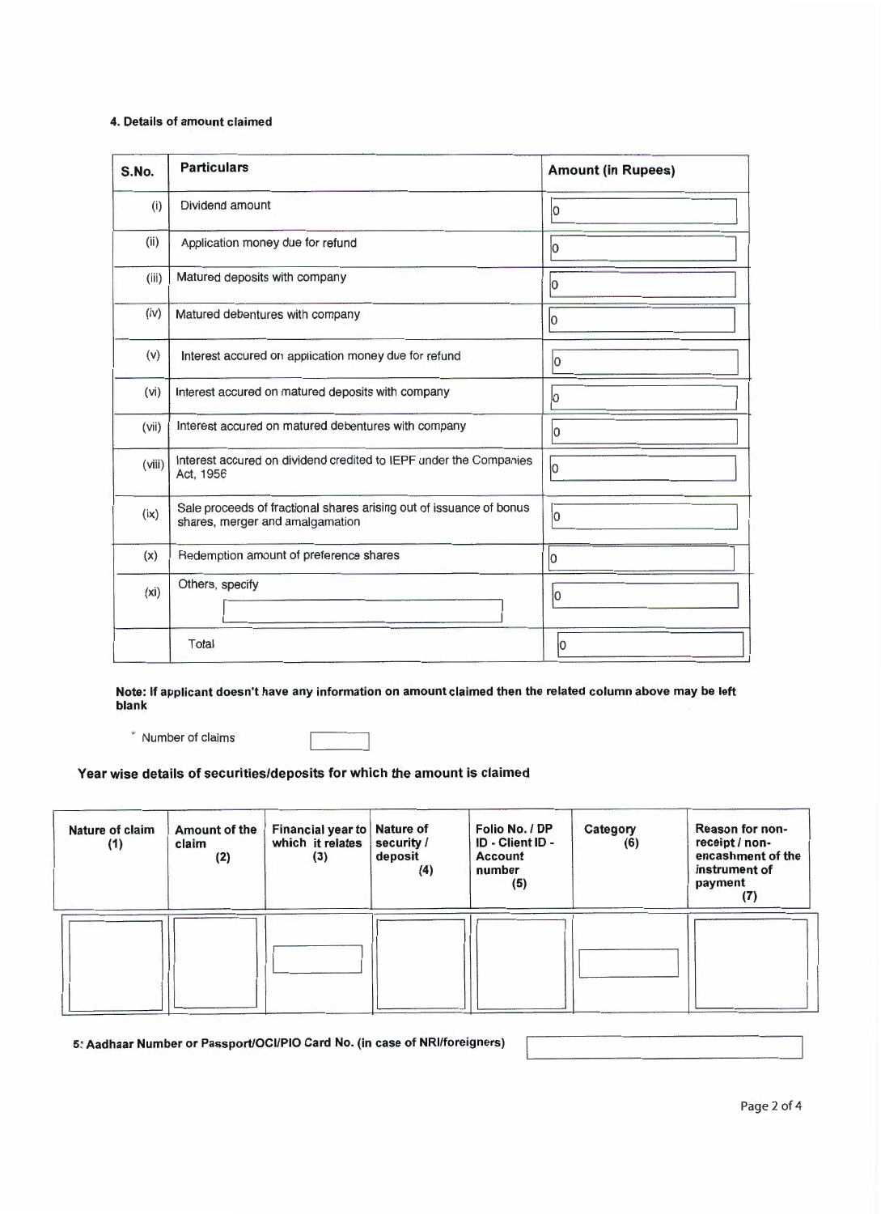**4. Details of amount claimed**

| S.No. | Particulars | Amount (in Rupees) |
|---|---|---|
| (i) | Dividend amount | 0 |
| (ii) | Application money due for refund | 0 |
| (iii) | Matured deposits with company | 0 |
| (iv) | Matured debentures with company | 0 |
| (v) | Interest accured on application money due for refund | 0 |
| (vi) | Interest accured on matured deposits with company | 0 |
| (vii) | Interest accured on matured debentures with company | 0 |
| (viii) | Interest accured on dividend credited to IEPF under the Companies Act, 1956 | 0 |
| (ix) | Sale proceeds of fractional shares arising out of issuance of bonus shares, merger and amalgamation | 0 |
| (x) | Redemption amount of preference shares | 0 |
| (xi) | Others, specify | 0 |
| | Total | 0 |

**Note: If applicant doesn't have any information on amount claimed then the related column above may be left blank**

* Number of claims

**Year wise details of securities/deposits for which the amount is claimed**

| Nature of claim (1) | Amount of the claim (2) | Financial year to which it relates (3) | Nature of security / deposit (4) | Folio No. / DP ID - Client ID - Account number (5) | Category (6) | Reason for non-receipt / non-encashment of the instrument of payment (7) |
|---|---|---|---|---|---|---|
| | | | | | | |

**5: Aadhaar Number or Passport/OCI/PIO Card No. (in case of NRI/foreigners)**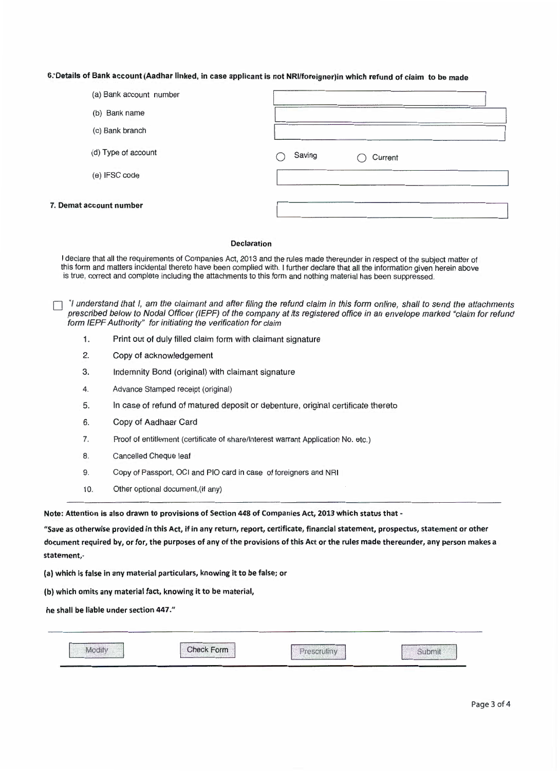**6. Details of Bank account (Aadhar linked, in case applicant is not NRI/foreigner)in which refund of claim to be made**

(a) Bank account number

(b) Bank name

(c) Bank branch

(d) Type of account ○ Saving ○ Current

(e) IFSC code

**7. Demat account number**

**Declaration**

I declare that all the requirements of Companies Act, 2013 and the rules made thereunder in respect of the subject matter of this form and matters incidental thereto have been complied with. I further declare that all the information given herein above is true, correct and complete including the attachments to this form and nothing material has been suppressed.

☐ *\*I understand that I, am the claimant and after filing the refund claim in this form online, shall to send the attachments prescribed below to Nodal Officer (IEPF) of the company at its registered office in an envelope marked "claim for refund form IEPF Authority" for initiating the verification for claim*

1. Print out of duly filled claim form with claimant signature
2. Copy of acknowledgement
3. Indemnity Bond (original) with claimant signature
4. Advance Stamped receipt (original)
5. In case of refund of matured deposit or debenture, original certificate thereto
6. Copy of Aadhaar Card
7. Proof of entitlement (certificate of share/Interest warrant Application No. etc.)
8. Cancelled Cheque leaf
9. Copy of Passport, OCI and PIO card in case of foreigners and NRI
10. Other optional document,(if any)

**Note: Attention is also drawn to provisions of Section 448 of Companies Act, 2013 which status that -**

**"Save as otherwise provided in this Act, if in any return, report, certificate, financial statement, prospectus, statement or other document required by, or for, the purposes of any of the provisions of this Act or the rules made thereunder, any person makes a statement,-**

**(a) which is false in any material particulars, knowing it to be false; or**

**(b) which omits any material fact, knowing it to be material,**

**he shall be liable under section 447."**

Modify | Check Form | Prescrutiny | Submit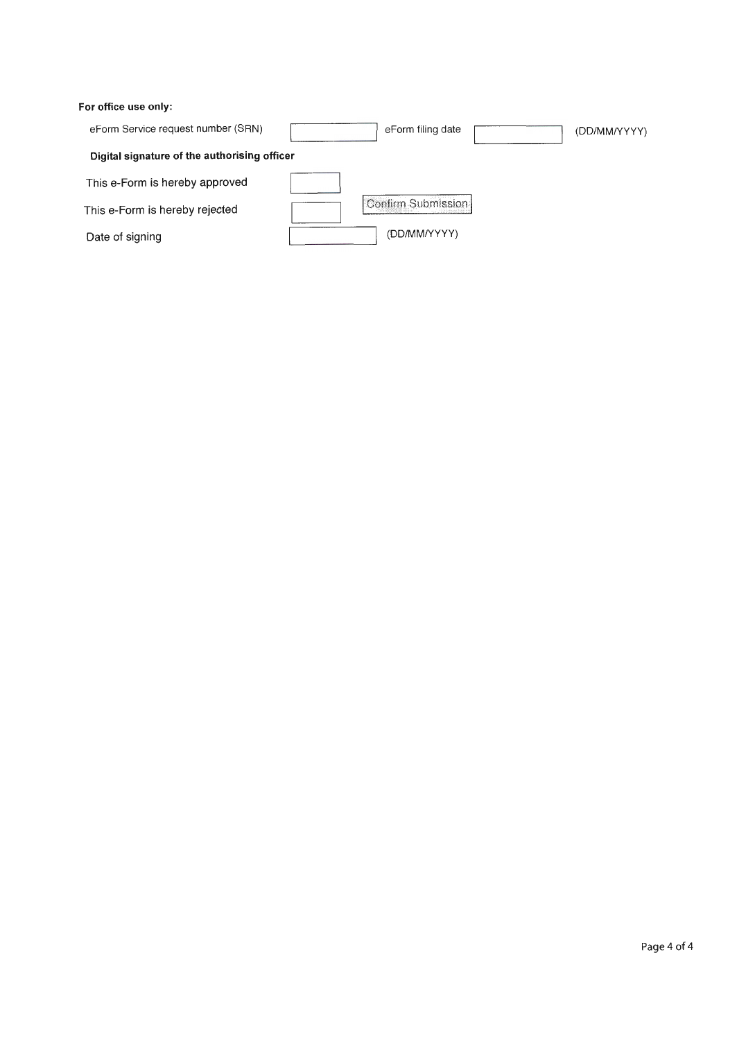**For office use only:**

eForm Service request number (SRN) eForm filing date (DD/MM/YYYY)

**Digital signature of the authorising officer**

This e-Form is hereby approved

This e-Form is hereby rejected

Confirm Submission

Date of signing (DD/MM/YYYY)